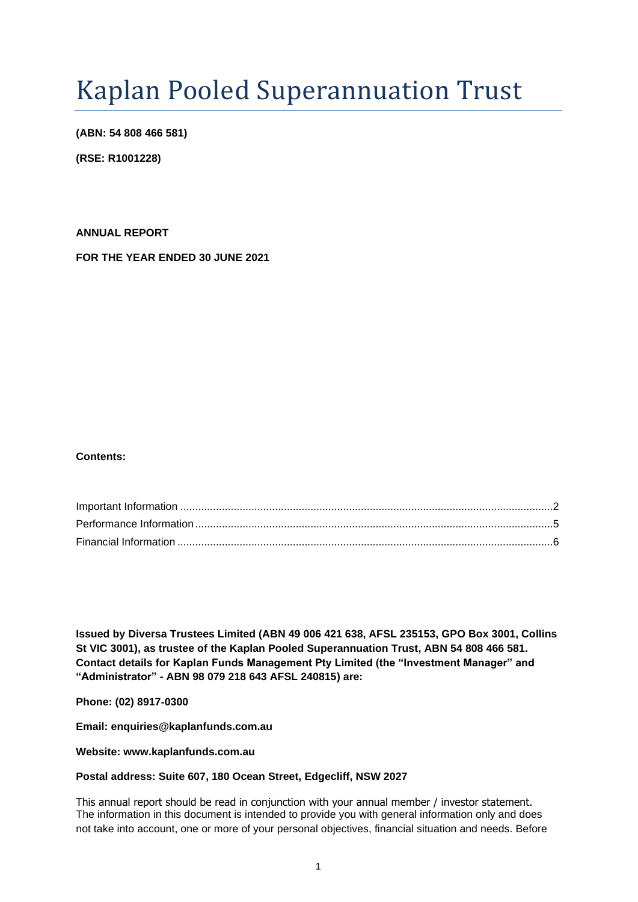# Kaplan Pooled Superannuation Trust

**(ABN: 54 808 466 581)**

**(RSE: R1001228)**

**ANNUAL REPORT**

**FOR THE YEAR ENDED 30 JUNE 2021**

**Contents:**

Important Information ........................................................................................................................2
Performance Information ....................................................................................................................5
Financial Information ..........................................................................................................................6

**Issued by Diversa Trustees Limited (ABN 49 006 421 638, AFSL 235153, GPO Box 3001, Collins St VIC 3001), as trustee of the Kaplan Pooled Superannuation Trust, ABN 54 808 466 581. Contact details for Kaplan Funds Management Pty Limited (the "Investment Manager" and "Administrator" - ABN 98 079 218 643 AFSL 240815) are:**

**Phone: (02) 8917-0300**

**Email: enquiries@kaplanfunds.com.au**

**Website: www.kaplanfunds.com.au**

**Postal address: Suite 607, 180 Ocean Street, Edgecliff, NSW 2027**

This annual report should be read in conjunction with your annual member / investor statement. The information in this document is intended to provide you with general information only and does not take into account, one or more of your personal objectives, financial situation and needs. Before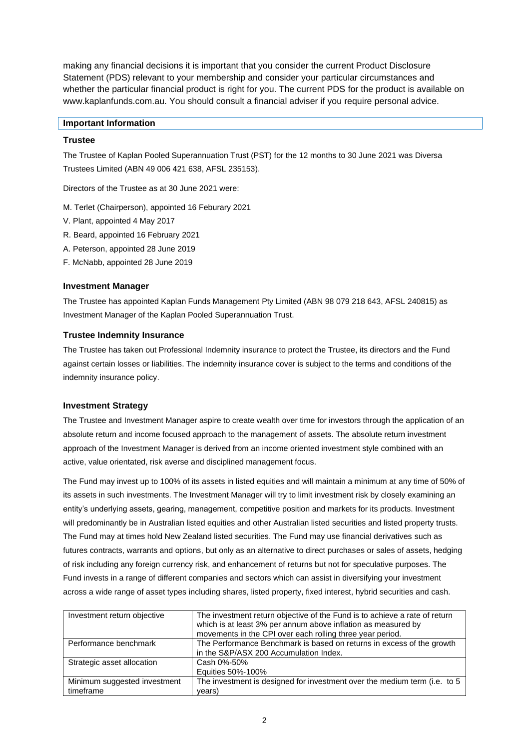making any financial decisions it is important that you consider the current Product Disclosure Statement (PDS) relevant to your membership and consider your particular circumstances and whether the particular financial product is right for you. The current PDS for the product is available on www.kaplanfunds.com.au. You should consult a financial adviser if you require personal advice.

## Important Information

### Trustee

The Trustee of Kaplan Pooled Superannuation Trust (PST) for the 12 months to 30 June 2021 was Diversa Trustees Limited (ABN 49 006 421 638, AFSL 235153).

Directors of the Trustee as at 30 June 2021 were:

M. Terlet (Chairperson), appointed 16 Feburary 2021

V. Plant, appointed 4 May 2017

R. Beard, appointed 16 February 2021

A. Peterson, appointed 28 June 2019

F. McNabb, appointed 28 June 2019

### Investment Manager

The Trustee has appointed Kaplan Funds Management Pty Limited (ABN 98 079 218 643, AFSL 240815) as Investment Manager of the Kaplan Pooled Superannuation Trust.

### Trustee Indemnity Insurance

The Trustee has taken out Professional Indemnity insurance to protect the Trustee, its directors and the Fund against certain losses or liabilities. The indemnity insurance cover is subject to the terms and conditions of the indemnity insurance policy.

### Investment Strategy

The Trustee and Investment Manager aspire to create wealth over time for investors through the application of an absolute return and income focused approach to the management of assets. The absolute return investment approach of the Investment Manager is derived from an income oriented investment style combined with an active, value orientated, risk averse and disciplined management focus.

The Fund may invest up to 100% of its assets in listed equities and will maintain a minimum at any time of 50% of its assets in such investments. The Investment Manager will try to limit investment risk by closely examining an entity's underlying assets, gearing, management, competitive position and markets for its products. Investment will predominantly be in Australian listed equities and other Australian listed securities and listed property trusts. The Fund may at times hold New Zealand listed securities. The Fund may use financial derivatives such as futures contracts, warrants and options, but only as an alternative to direct purchases or sales of assets, hedging of risk including any foreign currency risk, and enhancement of returns but not for speculative purposes. The Fund invests in a range of different companies and sectors which can assist in diversifying your investment across a wide range of asset types including shares, listed property, fixed interest, hybrid securities and cash.

| | |
|---|---|
| Investment return objective | The investment return objective of the Fund is to achieve a rate of return which is at least 3% per annum above inflation as measured by movements in the CPI over each rolling three year period. |
| Performance benchmark | The Performance Benchmark is based on returns in excess of the growth in the S&P/ASX 200 Accumulation Index. |
| Strategic asset allocation | Cash 0%-50%<br>Equities 50%-100% |
| Minimum suggested investment timeframe | The investment is designed for investment over the medium term (i.e. to 5 years) |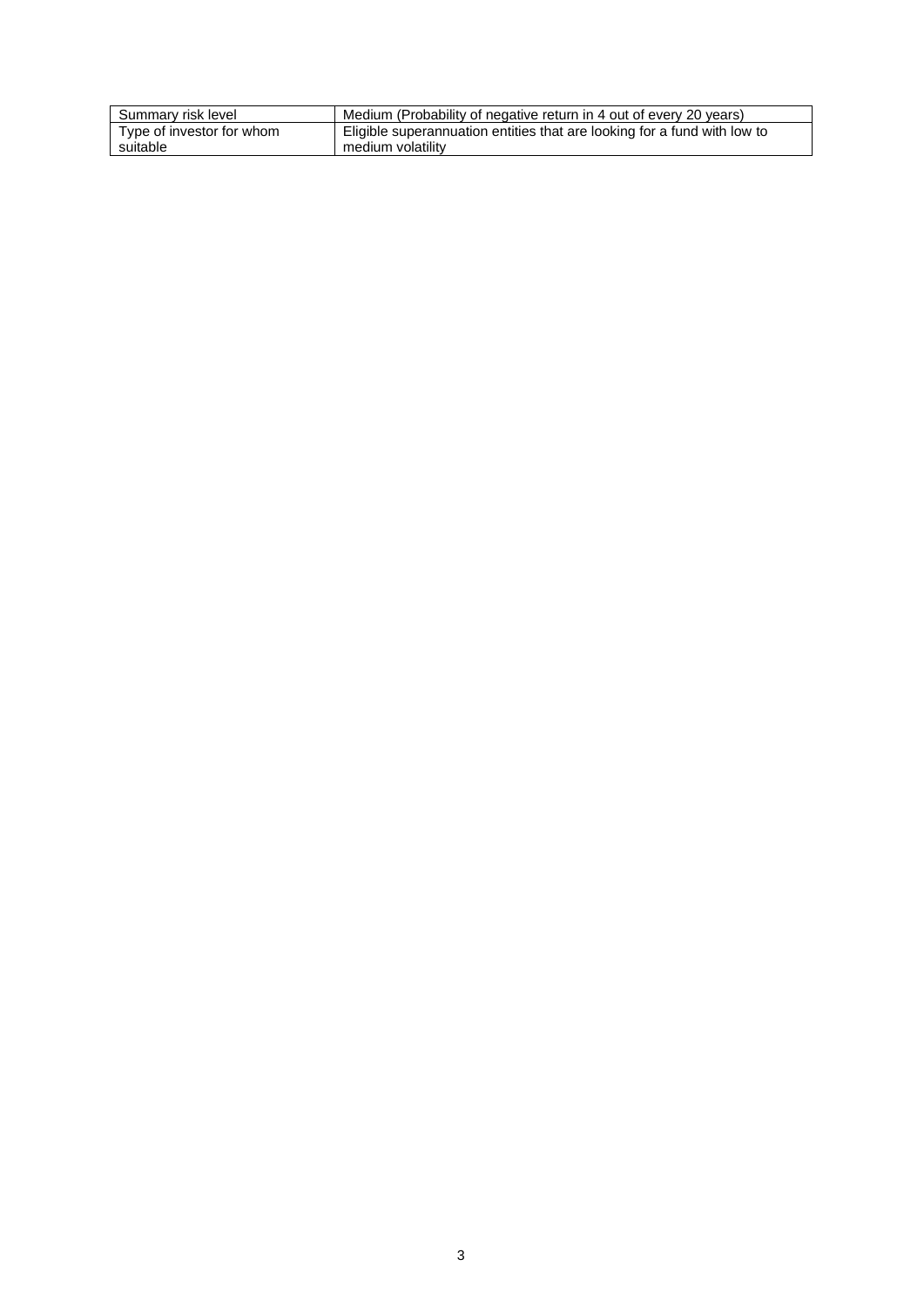| | |
|---|---|
| Summary risk level | Medium (Probability of negative return in 4 out of every 20 years) |
| Type of investor for whom suitable | Eligible superannuation entities that are looking for a fund with low to medium volatility |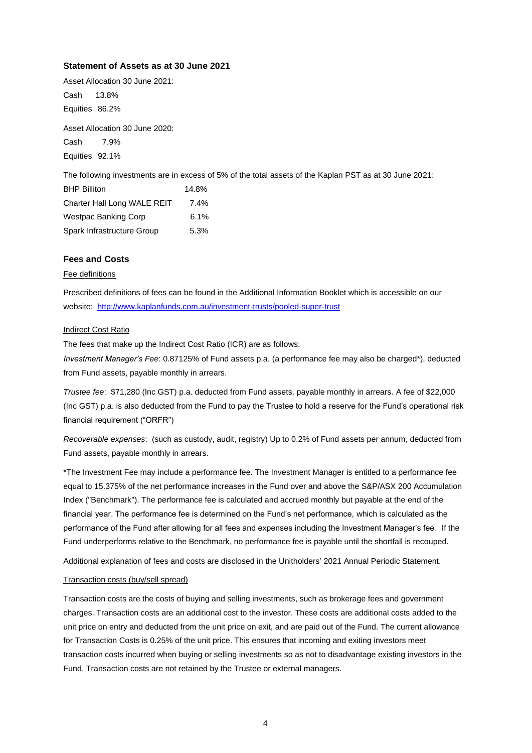### Statement of Assets as at 30 June 2021

Asset Allocation 30 June 2021:

| | |
|---|---|
| Cash | 13.8% |
| Equities | 86.2% |

Asset Allocation 30 June 2020:

| | |
|---|---|
| Cash | 7.9% |
| Equities | 92.1% |

The following investments are in excess of 5% of the total assets of the Kaplan PST as at 30 June 2021:

| | |
|---|---|
| BHP Billiton | 14.8% |
| Charter Hall Long WALE REIT | 7.4% |
| Westpac Banking Corp | 6.1% |
| Spark Infrastructure Group | 5.3% |

### Fees and Costs

Fee definitions

Prescribed definitions of fees can be found in the Additional Information Booklet which is accessible on our website: [http://www.kaplanfunds.com.au/investment-trusts/pooled-super-trust](http://www.kaplanfunds.com.au/investment-trusts/pooled-super-trust)

Indirect Cost Ratio

The fees that make up the Indirect Cost Ratio (ICR) are as follows:

*Investment Manager's Fee*: 0.87125% of Fund assets p.a. (a performance fee may also be charged*), deducted from Fund assets, payable monthly in arrears.

*Trustee fee*: $71,280 (Inc GST) p.a. deducted from Fund assets, payable monthly in arrears. A fee of $22,000 (Inc GST) p.a. is also deducted from the Fund to pay the Trustee to hold a reserve for the Fund's operational risk financial requirement ("ORFR")

*Recoverable expenses*: (such as custody, audit, registry) Up to 0.2% of Fund assets per annum, deducted from Fund assets, payable monthly in arrears.

*The Investment Fee may include a performance fee. The Investment Manager is entitled to a performance fee equal to 15.375% of the net performance increases in the Fund over and above the S&P/ASX 200 Accumulation Index ("Benchmark"). The performance fee is calculated and accrued monthly but payable at the end of the financial year. The performance fee is determined on the Fund's net performance, which is calculated as the performance of the Fund after allowing for all fees and expenses including the Investment Manager's fee. If the Fund underperforms relative to the Benchmark, no performance fee is payable until the shortfall is recouped.

Additional explanation of fees and costs are disclosed in the Unitholders' 2021 Annual Periodic Statement.

Transaction costs (buy/sell spread)

Transaction costs are the costs of buying and selling investments, such as brokerage fees and government charges. Transaction costs are an additional cost to the investor. These costs are additional costs added to the unit price on entry and deducted from the unit price on exit, and are paid out of the Fund. The current allowance for Transaction Costs is 0.25% of the unit price. This ensures that incoming and exiting investors meet transaction costs incurred when buying or selling investments so as not to disadvantage existing investors in the Fund. Transaction costs are not retained by the Trustee or external managers.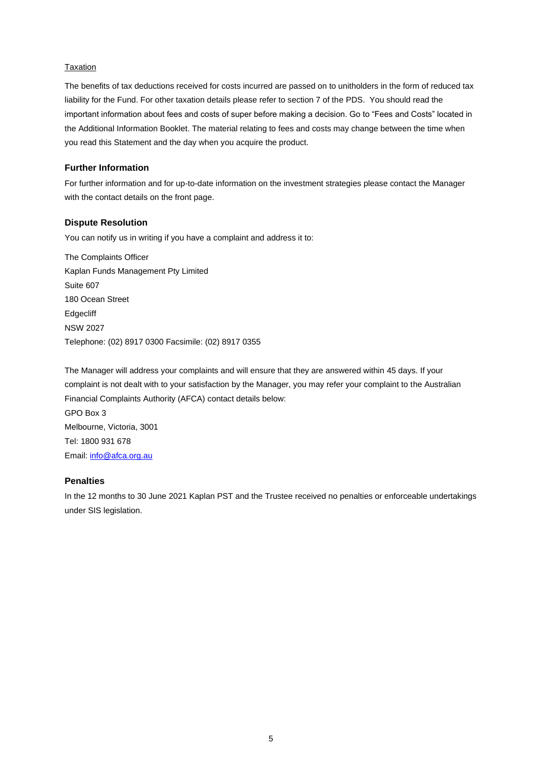Taxation

The benefits of tax deductions received for costs incurred are passed on to unitholders in the form of reduced tax liability for the Fund. For other taxation details please refer to section 7 of the PDS. You should read the important information about fees and costs of super before making a decision. Go to "Fees and Costs" located in the Additional Information Booklet. The material relating to fees and costs may change between the time when you read this Statement and the day when you acquire the product.

### Further Information

For further information and for up-to-date information on the investment strategies please contact the Manager with the contact details on the front page.

### Dispute Resolution

You can notify us in writing if you have a complaint and address it to:

The Complaints Officer
Kaplan Funds Management Pty Limited
Suite 607
180 Ocean Street
Edgecliff
NSW 2027
Telephone: (02) 8917 0300 Facsimile: (02) 8917 0355

The Manager will address your complaints and will ensure that they are answered within 45 days. If your complaint is not dealt with to your satisfaction by the Manager, you may refer your complaint to the Australian Financial Complaints Authority (AFCA) contact details below:
GPO Box 3
Melbourne, Victoria, 3001
Tel: 1800 931 678
Email: info@afca.org.au

### Penalties

In the 12 months to 30 June 2021 Kaplan PST and the Trustee received no penalties or enforceable undertakings under SIS legislation.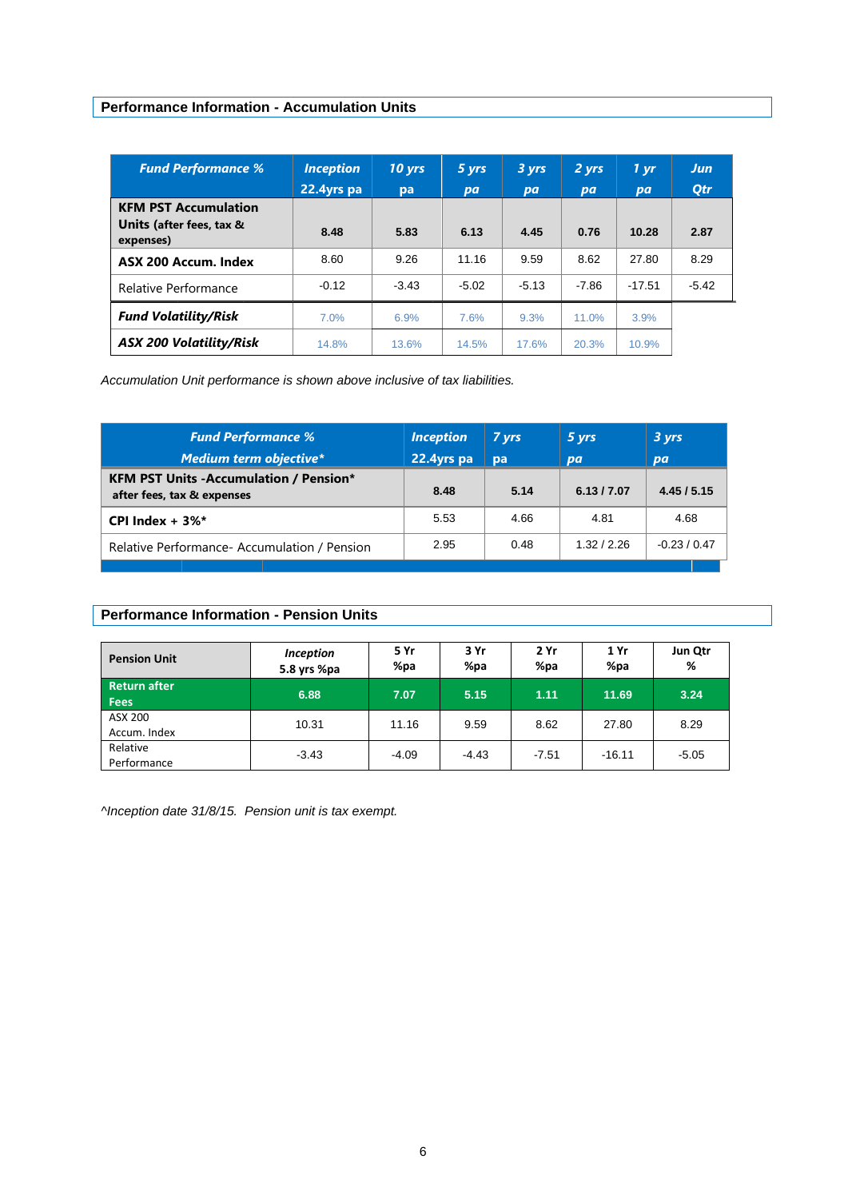## Performance Information - Accumulation Units

| *Fund Performance %* | *Inception 22.4yrs pa* | *10 yrs pa* | *5 yrs pa* | *3 yrs pa* | *2 yrs pa* | *1 yr pa* | *Jun Qtr* |
|---|---|---|---|---|---|---|---|
| **KFM PST Accumulation Units (after fees, tax & expenses)** | **8.48** | **5.83** | **6.13** | **4.45** | **0.76** | **10.28** | **2.87** |
| **ASX 200 Accum. Index** | 8.60 | 9.26 | 11.16 | 9.59 | 8.62 | 27.80 | 8.29 |
| Relative Performance | -0.12 | -3.43 | -5.02 | -5.13 | -7.86 | -17.51 | -5.42 |
| ***Fund Volatility/Risk*** | 7.0% | 6.9% | 7.6% | 9.3% | 11.0% | 3.9% | |
| ***ASX 200 Volatility/Risk*** | 14.8% | 13.6% | 14.5% | 17.6% | 20.3% | 10.9% | |

*Accumulation Unit performance is shown above inclusive of tax liabilities.*

| *Fund Performance % Medium term objective** | *Inception 22.4yrs pa* | *7 yrs pa* | *5 yrs pa* | *3 yrs pa* |
|---|---|---|---|---|
| **KFM PST Units -Accumulation / Pension* after fees, tax & expenses** | **8.48** | **5.14** | **6.13 / 7.07** | **4.45 / 5.15** |
| **CPI Index + 3%*** | 5.53 | 4.66 | 4.81 | 4.68 |
| Relative Performance- Accumulation / Pension | 2.95 | 0.48 | 1.32 / 2.26 | -0.23 / 0.47 |

## Performance Information - Pension Units

| **Pension Unit** | ***Inception* 5.8 yrs %pa** | **5 Yr %pa** | **3 Yr %pa** | **2 Yr %pa** | **1 Yr %pa** | **Jun Qtr %** |
|---|---|---|---|---|---|---|
| **Return after Fees** | **6.88** | **7.07** | **5.15** | **1.11** | **11.69** | **3.24** |
| ASX 200 Accum. Index | 10.31 | 11.16 | 9.59 | 8.62 | 27.80 | 8.29 |
| Relative Performance | -3.43 | -4.09 | -4.43 | -7.51 | -16.11 | -5.05 |

*^Inception date 31/8/15. Pension unit is tax exempt.*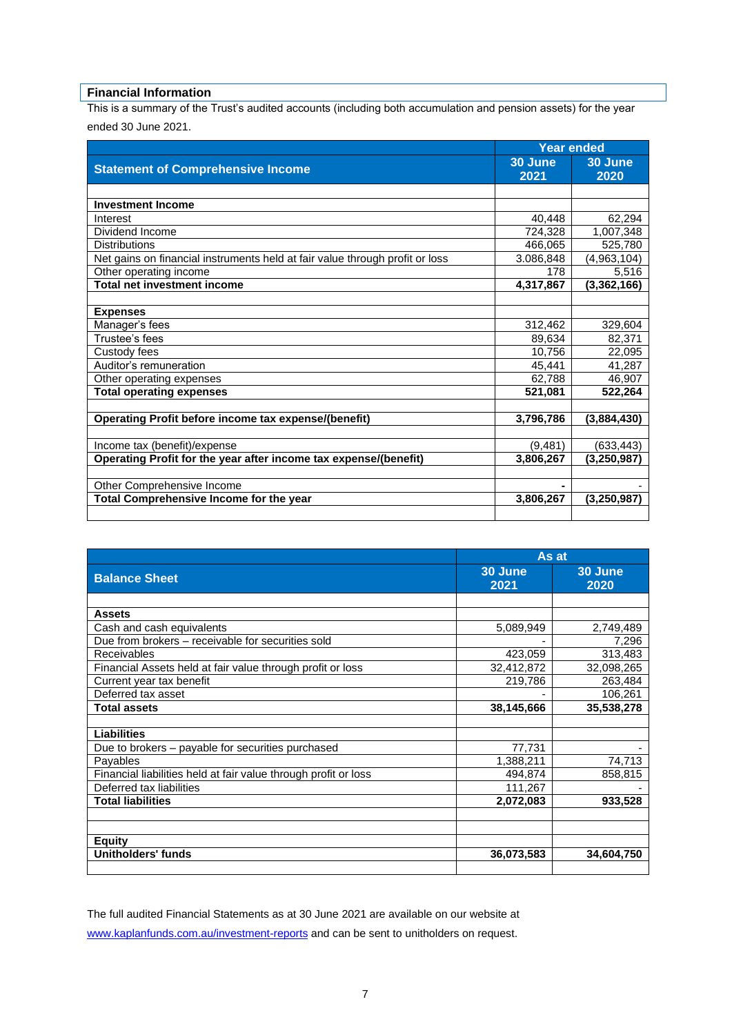## Financial Information

This is a summary of the Trust's audited accounts (including both accumulation and pension assets) for the year ended 30 June 2021.

| Statement of Comprehensive Income | Year ended | |
|---|---|---|
| | 30 June 2021 | 30 June 2020 |
| | | |
| **Investment Income** | | |
| Interest | 40,448 | 62,294 |
| Dividend Income | 724,328 | 1,007,348 |
| Distributions | 466,065 | 525,780 |
| Net gains on financial instruments held at fair value through profit or loss | 3.086,848 | (4,963,104) |
| Other operating income | 178 | 5,516 |
| **Total net investment income** | **4,317,867** | **(3,362,166)** |
| | | |
| **Expenses** | | |
| Manager's fees | 312,462 | 329,604 |
| Trustee's fees | 89,634 | 82,371 |
| Custody fees | 10,756 | 22,095 |
| Auditor's remuneration | 45,441 | 41,287 |
| Other operating expenses | 62,788 | 46,907 |
| **Total operating expenses** | **521,081** | **522,264** |
| | | |
| **Operating Profit before income tax expense/(benefit)** | **3,796,786** | **(3,884,430)** |
| | | |
| Income tax (benefit)/expense | (9,481) | (633,443) |
| **Operating Profit for the year after income tax expense/(benefit)** | **3,806,267** | **(3,250,987)** |
| | | |
| Other Comprehensive Income | **-** | - |
| **Total Comprehensive Income for the year** | **3,806,267** | **(3,250,987)** |
| | | |

| Balance Sheet | As at | |
|---|---|---|
| | 30 June 2021 | 30 June 2020 |
| | | |
| **Assets** | | |
| Cash and cash equivalents | 5,089,949 | 2,749,489 |
| Due from brokers – receivable for securities sold | - | 7,296 |
| Receivables | 423,059 | 313,483 |
| Financial Assets held at fair value through profit or loss | 32,412,872 | 32,098,265 |
| Current year tax benefit | 219,786 | 263,484 |
| Deferred tax asset | - | 106,261 |
| **Total assets** | **38,145,666** | **35,538,278** |
| | | |
| **Liabilities** | | |
| Due to brokers – payable for securities purchased | 77,731 | - |
| Payables | 1,388,211 | 74,713 |
| Financial liabilities held at fair value through profit or loss | 494,874 | 858,815 |
| Deferred tax liabilities | 111,267 | - |
| **Total liabilities** | **2,072,083** | **933,528** |
| | | |
| | | |
| **Equity** | | |
| **Unitholders' funds** | **36,073,583** | **34,604,750** |
| | | |

The full audited Financial Statements as at 30 June 2021 are available on our website at www.kaplanfunds.com.au/investment-reports and can be sent to unitholders on request.